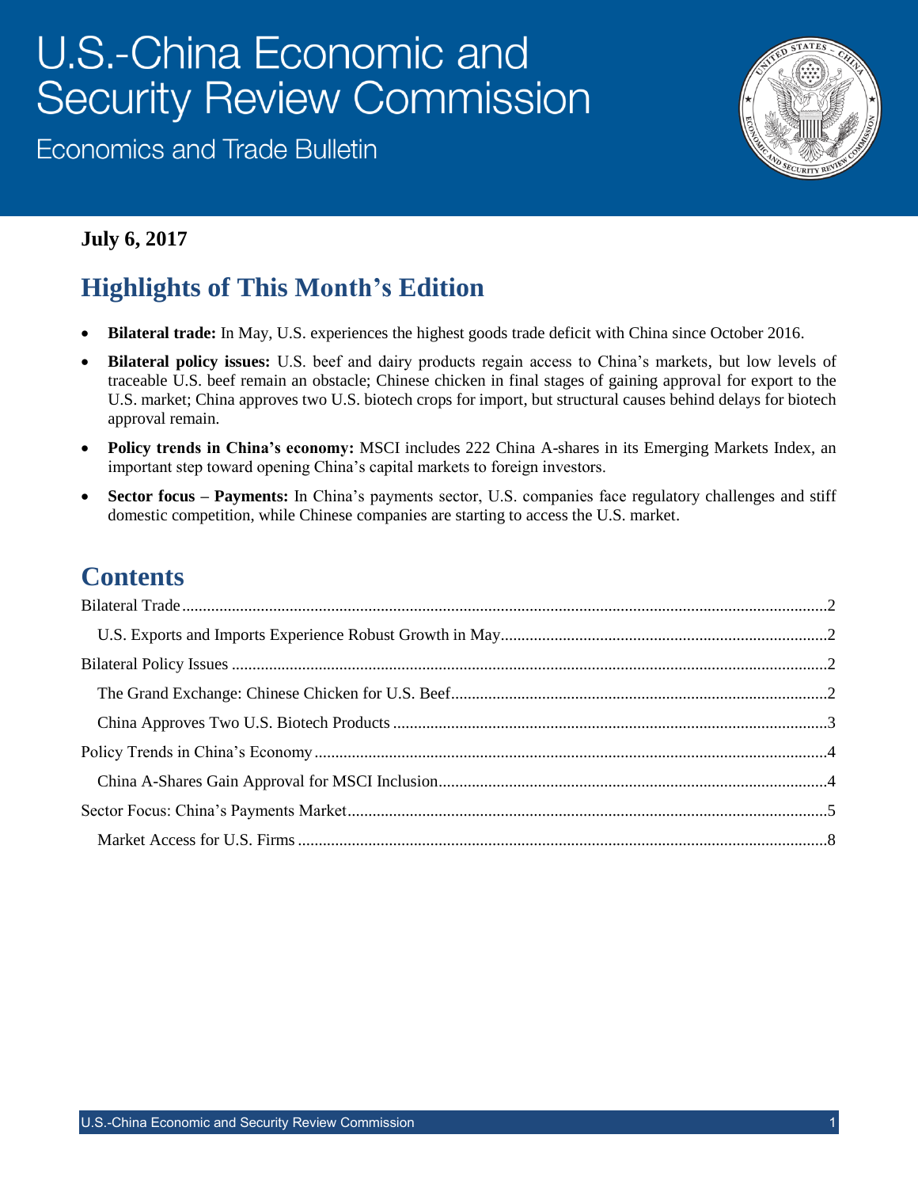# U.S.-China Economic and Security Review Commission

Economics and Trade Bulletin

**July 6, 2017**

## Highlights of This Month's Edition

- **Bilateral trade:** In May, U.S. experiences the highest goods trade deficit with China since October 2016.
- **Bilateral policy issues:** U.S. beef and dairy products regain access to China's markets, but low levels of traceable U.S. beef remain an obstacle; Chinese chicken in final stages of gaining approval for export to the U.S. market; China approves two U.S. biotech crops for import, but structural causes behind delays for biotech approval remain.
- **Policy trends in China's economy:** MSCI includes 222 China A-shares in its Emerging Markets Index, an important step toward opening China's capital markets to foreign investors.
- **Sector focus – Payments:** In China's payments sector, U.S. companies face regulatory challenges and stiff domestic competition, while Chinese companies are starting to access the U.S. market.

## Contents

Bilateral Trade .......... 2

U.S. Exports and Imports Experience Robust Growth in May .......... 2

Bilateral Policy Issues .......... 2

The Grand Exchange: Chinese Chicken for U.S. Beef .......... 2

China Approves Two U.S. Biotech Products .......... 3

Policy Trends in China's Economy .......... 4

China A-Shares Gain Approval for MSCI Inclusion .......... 4

Sector Focus: China's Payments Market .......... 5

Market Access for U.S. Firms .......... 8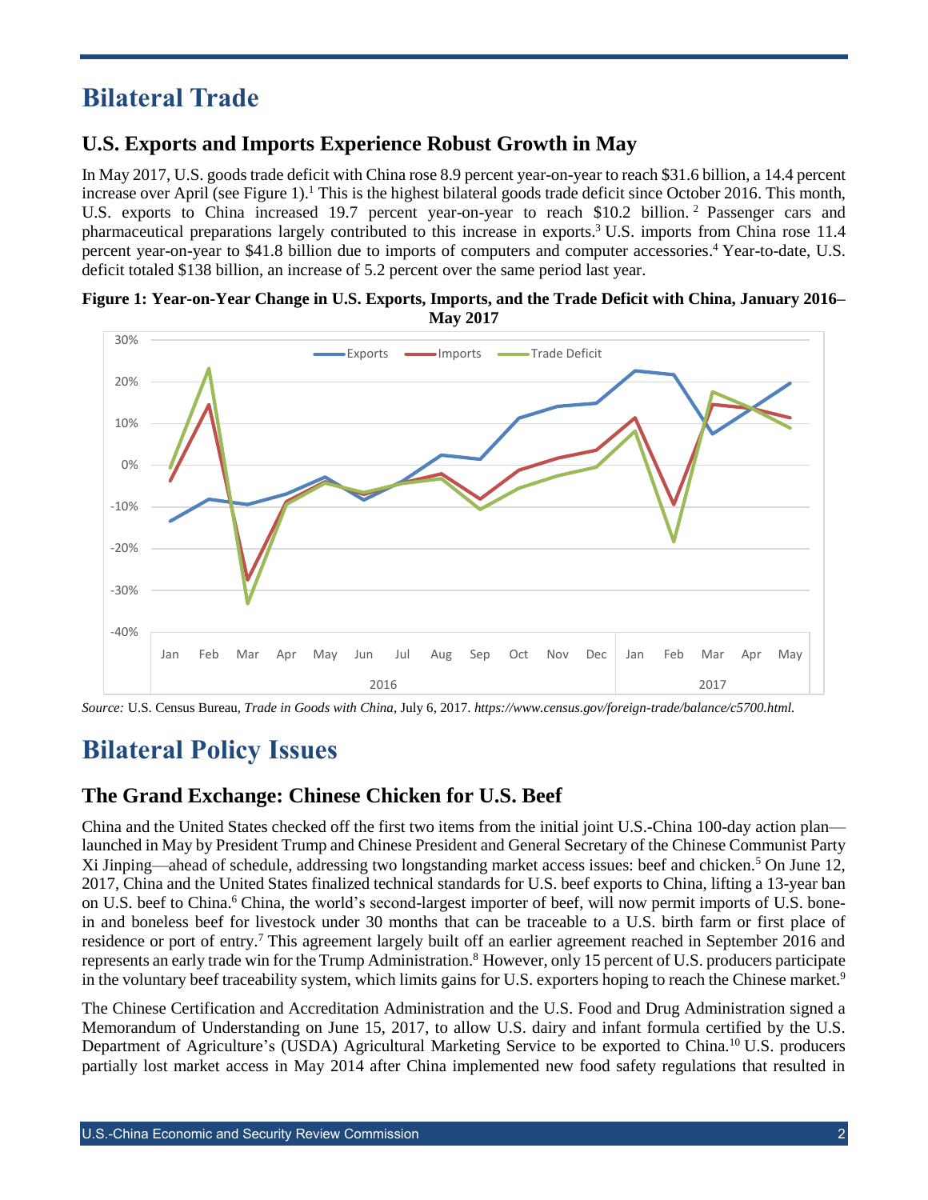# Bilateral Trade

## U.S. Exports and Imports Experience Robust Growth in May

In May 2017, U.S. goods trade deficit with China rose 8.9 percent year-on-year to reach $31.6 billion, a 14.4 percent increase over April (see Figure 1).[1] This is the highest bilateral goods trade deficit since October 2016. This month, U.S. exports to China increased 19.7 percent year-on-year to reach $10.2 billion.[2] Passenger cars and pharmaceutical preparations largely contributed to this increase in exports.[3] U.S. imports from China rose 11.4 percent year-on-year to $41.8 billion due to imports of computers and computer accessories.[4] Year-to-date, U.S. deficit totaled $138 billion, an increase of 5.2 percent over the same period last year.

**Figure 1: Year-on-Year Change in U.S. Exports, Imports, and the Trade Deficit with China, January 2016–May 2017**

*Source:* U.S. Census Bureau, *Trade in Goods with China*, July 6, 2017. *https://www.census.gov/foreign-trade/balance/c5700.html.*

# Bilateral Policy Issues

## The Grand Exchange: Chinese Chicken for U.S. Beef

China and the United States checked off the first two items from the initial joint U.S.-China 100-day action plan—launched in May by President Trump and Chinese President and General Secretary of the Chinese Communist Party Xi Jinping—ahead of schedule, addressing two longstanding market access issues: beef and chicken.[5] On June 12, 2017, China and the United States finalized technical standards for U.S. beef exports to China, lifting a 13-year ban on U.S. beef to China.[6] China, the world's second-largest importer of beef, will now permit imports of U.S. bone-in and boneless beef for livestock under 30 months that can be traceable to a U.S. birth farm or first place of residence or port of entry.[7] This agreement largely built off an earlier agreement reached in September 2016 and represents an early trade win for the Trump Administration.[8] However, only 15 percent of U.S. producers participate in the voluntary beef traceability system, which limits gains for U.S. exporters hoping to reach the Chinese market.[9]

The Chinese Certification and Accreditation Administration and the U.S. Food and Drug Administration signed a Memorandum of Understanding on June 15, 2017, to allow U.S. dairy and infant formula certified by the U.S. Department of Agriculture's (USDA) Agricultural Marketing Service to be exported to China.[10] U.S. producers partially lost market access in May 2014 after China implemented new food safety regulations that resulted in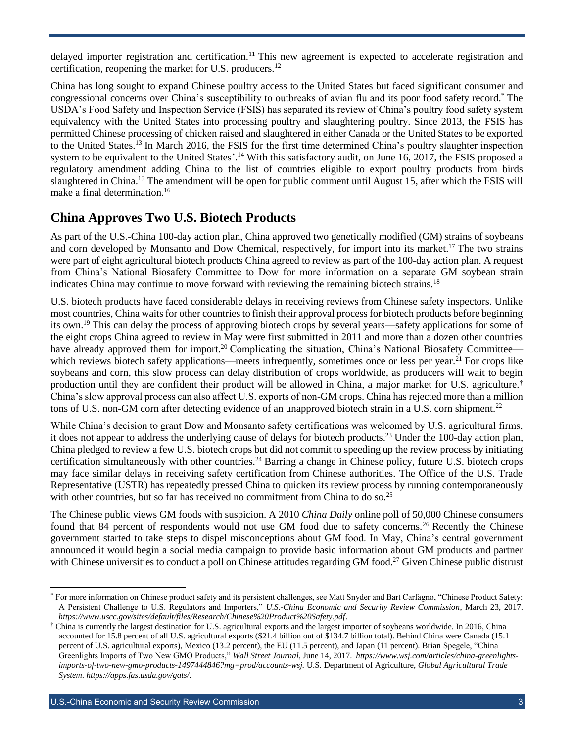delayed importer registration and certification.[11] This new agreement is expected to accelerate registration and certification, reopening the market for U.S. producers.[12]

China has long sought to expand Chinese poultry access to the United States but faced significant consumer and congressional concerns over China's susceptibility to outbreaks of avian flu and its poor food safety record.[*] The USDA's Food Safety and Inspection Service (FSIS) has separated its review of China's poultry food safety system equivalency with the United States into processing poultry and slaughtering poultry. Since 2013, the FSIS has permitted Chinese processing of chicken raised and slaughtered in either Canada or the United States to be exported to the United States.[13] In March 2016, the FSIS for the first time determined China's poultry slaughter inspection system to be equivalent to the United States'.[14] With this satisfactory audit, on June 16, 2017, the FSIS proposed a regulatory amendment adding China to the list of countries eligible to export poultry products from birds slaughtered in China.[15] The amendment will be open for public comment until August 15, after which the FSIS will make a final determination.[16]

## China Approves Two U.S. Biotech Products

As part of the U.S.-China 100-day action plan, China approved two genetically modified (GM) strains of soybeans and corn developed by Monsanto and Dow Chemical, respectively, for import into its market.[17] The two strains were part of eight agricultural biotech products China agreed to review as part of the 100-day action plan. A request from China's National Biosafety Committee to Dow for more information on a separate GM soybean strain indicates China may continue to move forward with reviewing the remaining biotech strains.[18]

U.S. biotech products have faced considerable delays in receiving reviews from Chinese safety inspectors. Unlike most countries, China waits for other countries to finish their approval process for biotech products before beginning its own.[19] This can delay the process of approving biotech crops by several years—safety applications for some of the eight crops China agreed to review in May were first submitted in 2011 and more than a dozen other countries have already approved them for import.[20] Complicating the situation, China's National Biosafety Committee—which reviews biotech safety applications—meets infrequently, sometimes once or less per year.[21] For crops like soybeans and corn, this slow process can delay distribution of crops worldwide, as producers will wait to begin production until they are confident their product will be allowed in China, a major market for U.S. agriculture.[†] China's slow approval process can also affect U.S. exports of non-GM crops. China has rejected more than a million tons of U.S. non-GM corn after detecting evidence of an unapproved biotech strain in a U.S. corn shipment.[22]

While China's decision to grant Dow and Monsanto safety certifications was welcomed by U.S. agricultural firms, it does not appear to address the underlying cause of delays for biotech products.[23] Under the 100-day action plan, China pledged to review a few U.S. biotech crops but did not commit to speeding up the review process by initiating certification simultaneously with other countries.[24] Barring a change in Chinese policy, future U.S. biotech crops may face similar delays in receiving safety certification from Chinese authorities. The Office of the U.S. Trade Representative (USTR) has repeatedly pressed China to quicken its review process by running contemporaneously with other countries, but so far has received no commitment from China to do so.[25]

The Chinese public views GM foods with suspicion. A 2010 *China Daily* online poll of 50,000 Chinese consumers found that 84 percent of respondents would not use GM food due to safety concerns.[26] Recently the Chinese government started to take steps to dispel misconceptions about GM food. In May, China's central government announced it would begin a social media campaign to provide basic information about GM products and partner with Chinese universities to conduct a poll on Chinese attitudes regarding GM food.[27] Given Chinese public distrust

---

[*] For more information on Chinese product safety and its persistent challenges, see Matt Snyder and Bart Carfagno, "Chinese Product Safety: A Persistent Challenge to U.S. Regulators and Importers," *U.S.-China Economic and Security Review Commission*, March 23, 2017. *https://www.uscc.gov/sites/default/files/Research/Chinese%20Product%20Safety.pdf*.

[†] China is currently the largest destination for U.S. agricultural exports and the largest importer of soybeans worldwide. In 2016, China accounted for 15.8 percent of all U.S. agricultural exports ($21.4 billion out of $134.7 billion total). Behind China were Canada (15.1 percent of U.S. agricultural exports), Mexico (13.2 percent), the EU (11.5 percent), and Japan (11 percent). Brian Spegele, "China Greenlights Imports of Two New GMO Products," *Wall Street Journal*, June 14, 2017. *https://www.wsj.com/articles/china-greenlights-imports-of-two-new-gmo-products-1497444846?mg=prod/accounts-wsj.* U.S. Department of Agriculture, *Global Agricultural Trade System*. *https://apps.fas.usda.gov/gats/.*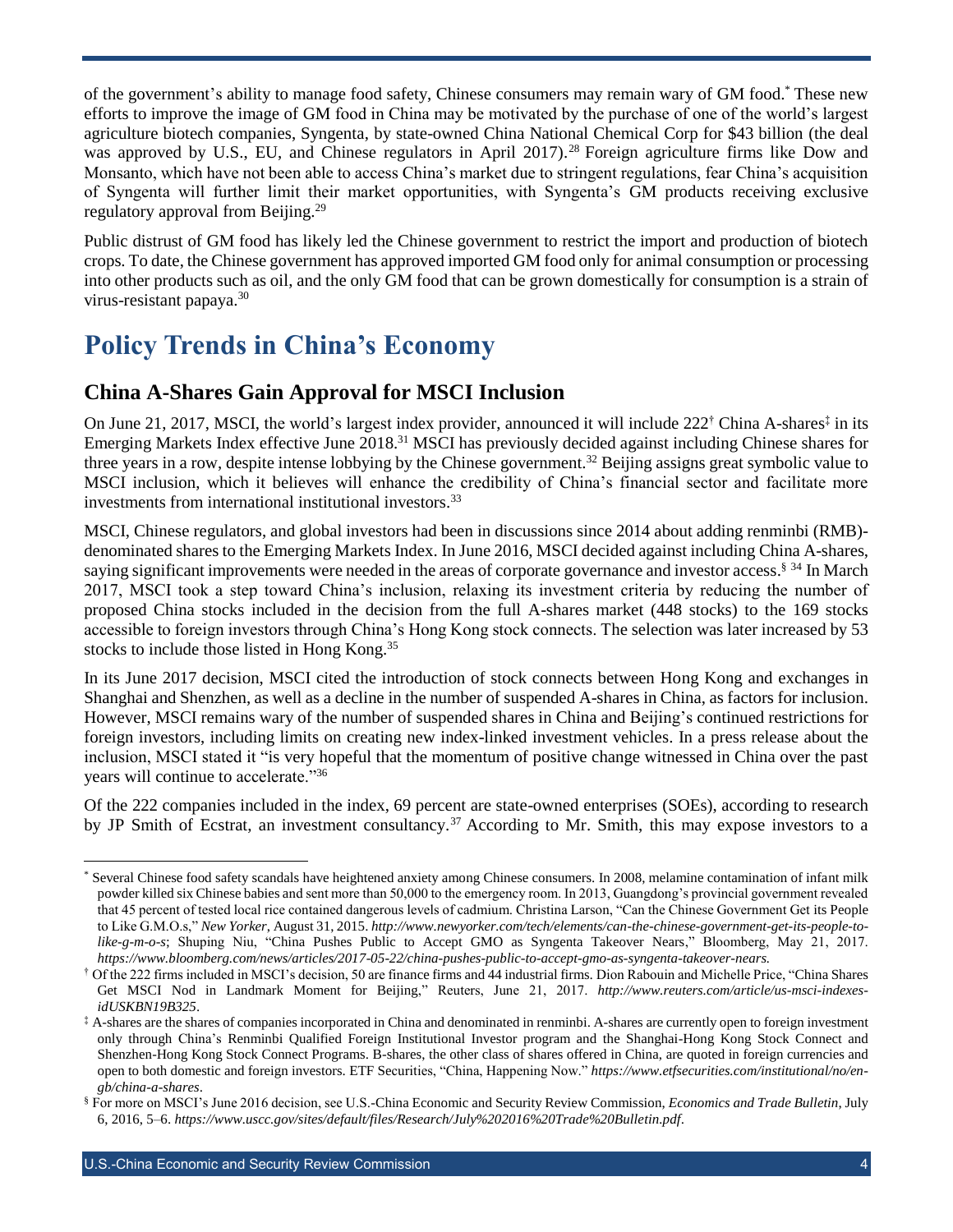of the government's ability to manage food safety, Chinese consumers may remain wary of GM food.[*] These new efforts to improve the image of GM food in China may be motivated by the purchase of one of the world's largest agriculture biotech companies, Syngenta, by state-owned China National Chemical Corp for $43 billion (the deal was approved by U.S., EU, and Chinese regulators in April 2017).[28] Foreign agriculture firms like Dow and Monsanto, which have not been able to access China's market due to stringent regulations, fear China's acquisition of Syngenta will further limit their market opportunities, with Syngenta's GM products receiving exclusive regulatory approval from Beijing.[29]

Public distrust of GM food has likely led the Chinese government to restrict the import and production of biotech crops. To date, the Chinese government has approved imported GM food only for animal consumption or processing into other products such as oil, and the only GM food that can be grown domestically for consumption is a strain of virus-resistant papaya.[30]

# Policy Trends in China's Economy

## China A-Shares Gain Approval for MSCI Inclusion

On June 21, 2017, MSCI, the world's largest index provider, announced it will include 222[†] China A-shares[‡] in its Emerging Markets Index effective June 2018.[31] MSCI has previously decided against including Chinese shares for three years in a row, despite intense lobbying by the Chinese government.[32] Beijing assigns great symbolic value to MSCI inclusion, which it believes will enhance the credibility of China's financial sector and facilitate more investments from international institutional investors.[33]

MSCI, Chinese regulators, and global investors had been in discussions since 2014 about adding renminbi (RMB)-denominated shares to the Emerging Markets Index. In June 2016, MSCI decided against including China A-shares, saying significant improvements were needed in the areas of corporate governance and investor access.[§] [34] In March 2017, MSCI took a step toward China's inclusion, relaxing its investment criteria by reducing the number of proposed China stocks included in the decision from the full A-shares market (448 stocks) to the 169 stocks accessible to foreign investors through China's Hong Kong stock connects. The selection was later increased by 53 stocks to include those listed in Hong Kong.[35]

In its June 2017 decision, MSCI cited the introduction of stock connects between Hong Kong and exchanges in Shanghai and Shenzhen, as well as a decline in the number of suspended A-shares in China, as factors for inclusion. However, MSCI remains wary of the number of suspended shares in China and Beijing's continued restrictions for foreign investors, including limits on creating new index-linked investment vehicles. In a press release about the inclusion, MSCI stated it "is very hopeful that the momentum of positive change witnessed in China over the past years will continue to accelerate."[36]

Of the 222 companies included in the index, 69 percent are state-owned enterprises (SOEs), according to research by JP Smith of Ecstrat, an investment consultancy.[37] According to Mr. Smith, this may expose investors to a

---

[*] Several Chinese food safety scandals have heightened anxiety among Chinese consumers. In 2008, melamine contamination of infant milk powder killed six Chinese babies and sent more than 50,000 to the emergency room. In 2013, Guangdong's provincial government revealed that 45 percent of tested local rice contained dangerous levels of cadmium. Christina Larson, "Can the Chinese Government Get its People to Like G.M.O.s," *New Yorker*, August 31, 2015. *http://www.newyorker.com/tech/elements/can-the-chinese-government-get-its-people-to-like-g-m-o-s*; Shuping Niu, "China Pushes Public to Accept GMO as Syngenta Takeover Nears," Bloomberg, May 21, 2017. *https://www.bloomberg.com/news/articles/2017-05-22/china-pushes-public-to-accept-gmo-as-syngenta-takeover-nears.*

[†] Of the 222 firms included in MSCI's decision, 50 are finance firms and 44 industrial firms. Dion Rabouin and Michelle Price, "China Shares Get MSCI Nod in Landmark Moment for Beijing," Reuters, June 21, 2017. *http://www.reuters.com/article/us-msci-indexes-idUSKBN19B325*.

[‡] A-shares are the shares of companies incorporated in China and denominated in renminbi. A-shares are currently open to foreign investment only through China's Renminbi Qualified Foreign Institutional Investor program and the Shanghai-Hong Kong Stock Connect and Shenzhen-Hong Kong Stock Connect Programs. B-shares, the other class of shares offered in China, are quoted in foreign currencies and open to both domestic and foreign investors. ETF Securities, "China, Happening Now." *https://www.etfsecurities.com/institutional/no/en-gb/china-a-shares*.

[§] For more on MSCI's June 2016 decision, see U.S.-China Economic and Security Review Commission, *Economics and Trade Bulletin*, July 6, 2016, 5–6. *https://www.uscc.gov/sites/default/files/Research/July%202016%20Trade%20Bulletin.pdf*.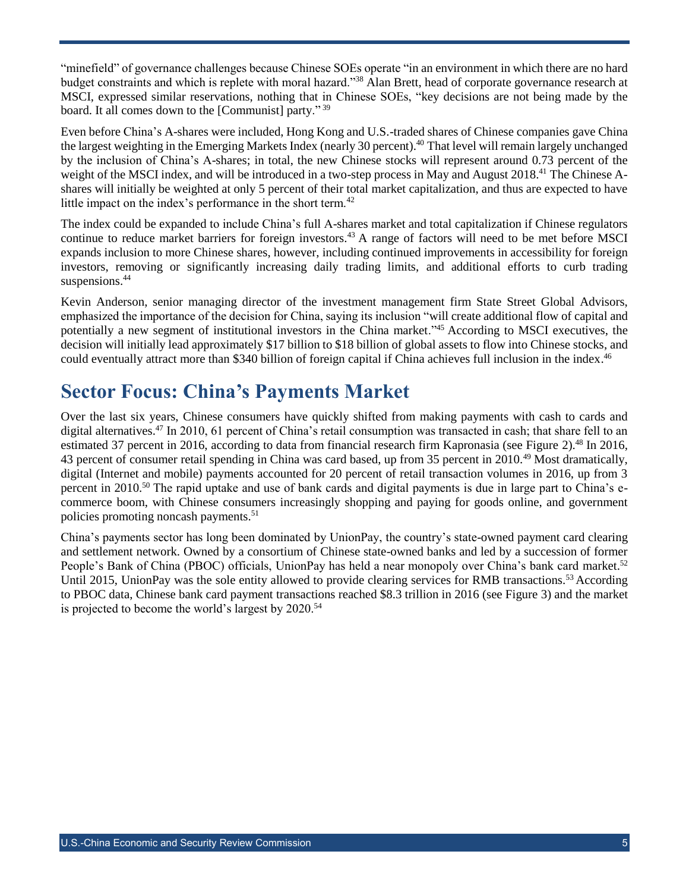"minefield" of governance challenges because Chinese SOEs operate "in an environment in which there are no hard budget constraints and which is replete with moral hazard."[38] Alan Brett, head of corporate governance research at MSCI, expressed similar reservations, nothing that in Chinese SOEs, "key decisions are not being made by the board. It all comes down to the [Communist] party."[39]

Even before China's A-shares were included, Hong Kong and U.S.-traded shares of Chinese companies gave China the largest weighting in the Emerging Markets Index (nearly 30 percent).[40] That level will remain largely unchanged by the inclusion of China's A-shares; in total, the new Chinese stocks will represent around 0.73 percent of the weight of the MSCI index, and will be introduced in a two-step process in May and August 2018.[41] The Chinese A-shares will initially be weighted at only 5 percent of their total market capitalization, and thus are expected to have little impact on the index's performance in the short term.[42]

The index could be expanded to include China's full A-shares market and total capitalization if Chinese regulators continue to reduce market barriers for foreign investors.[43] A range of factors will need to be met before MSCI expands inclusion to more Chinese shares, however, including continued improvements in accessibility for foreign investors, removing or significantly increasing daily trading limits, and additional efforts to curb trading suspensions.[44]

Kevin Anderson, senior managing director of the investment management firm State Street Global Advisors, emphasized the importance of the decision for China, saying its inclusion "will create additional flow of capital and potentially a new segment of institutional investors in the China market."[45] According to MSCI executives, the decision will initially lead approximately $17 billion to $18 billion of global assets to flow into Chinese stocks, and could eventually attract more than $340 billion of foreign capital if China achieves full inclusion in the index.[46]

## Sector Focus: China's Payments Market

Over the last six years, Chinese consumers have quickly shifted from making payments with cash to cards and digital alternatives.[47] In 2010, 61 percent of China's retail consumption was transacted in cash; that share fell to an estimated 37 percent in 2016, according to data from financial research firm Kapronasia (see Figure 2).[48] In 2016, 43 percent of consumer retail spending in China was card based, up from 35 percent in 2010.[49] Most dramatically, digital (Internet and mobile) payments accounted for 20 percent of retail transaction volumes in 2016, up from 3 percent in 2010.[50] The rapid uptake and use of bank cards and digital payments is due in large part to China's e-commerce boom, with Chinese consumers increasingly shopping and paying for goods online, and government policies promoting noncash payments.[51]

China's payments sector has long been dominated by UnionPay, the country's state-owned payment card clearing and settlement network. Owned by a consortium of Chinese state-owned banks and led by a succession of former People's Bank of China (PBOC) officials, UnionPay has held a near monopoly over China's bank card market.[52] Until 2015, UnionPay was the sole entity allowed to provide clearing services for RMB transactions.[53] According to PBOC data, Chinese bank card payment transactions reached $8.3 trillion in 2016 (see Figure 3) and the market is projected to become the world's largest by 2020.[54]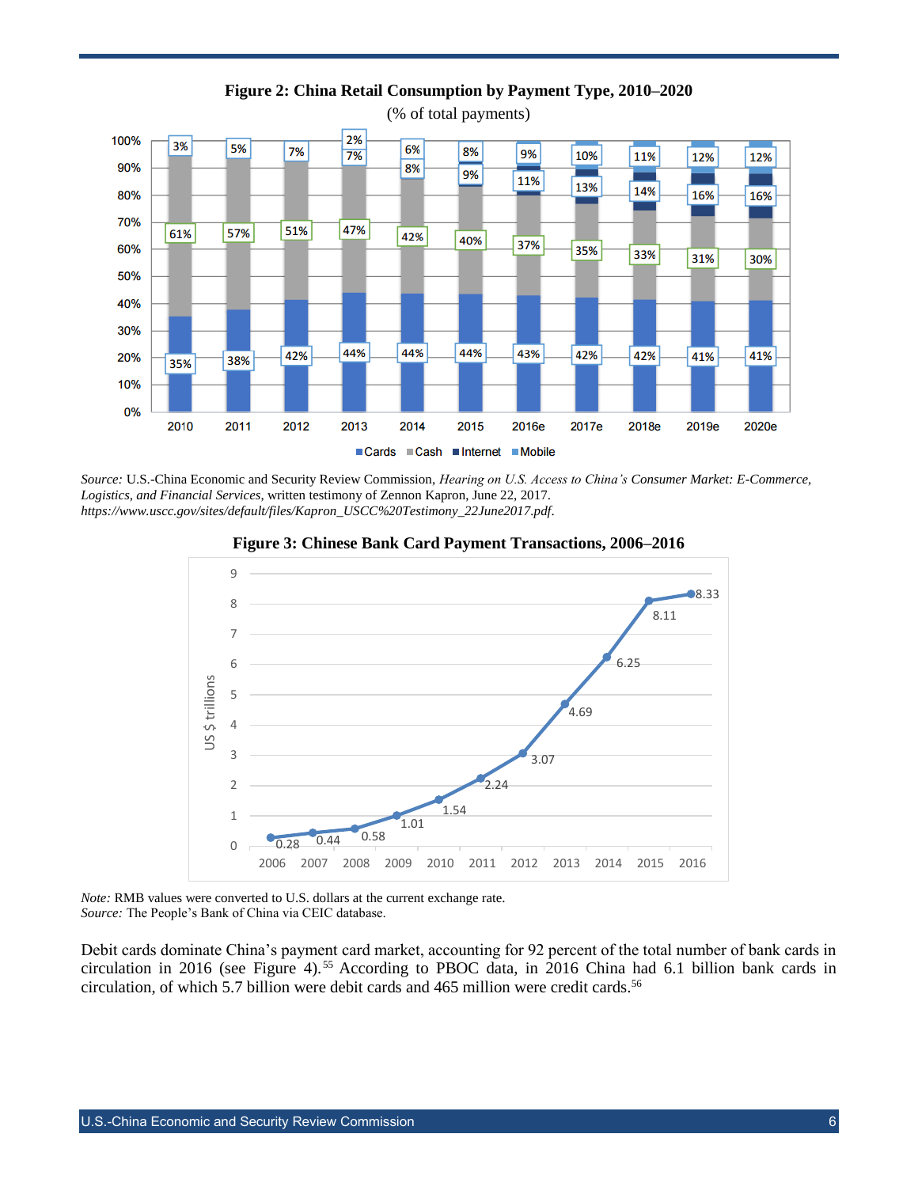**Figure 2: China Retail Consumption by Payment Type, 2010–2020**

(% of total payments)

| Year | Cards | Cash | Internet | Mobile |
|---|---|---|---|---|
| 2010 | 35% | 61% | 3% | |
| 2011 | 38% | 57% | 5% | |
| 2012 | 42% | 51% | 7% | |
| 2013 | 44% | 47% | 7% | 2% |
| 2014 | 44% | 42% | 8% | 6% |
| 2015 | 44% | 40% | 9% | 8% |
| 2016e | 43% | 37% | 11% | 9% |
| 2017e | 42% | 35% | 13% | 10% |
| 2018e | 42% | 33% | 14% | 11% |
| 2019e | 41% | 31% | 16% | 12% |
| 2020e | 41% | 30% | 16% | 12% |

*Source:* U.S.-China Economic and Security Review Commission, *Hearing on U.S. Access to China's Consumer Market: E-Commerce, Logistics, and Financial Services*, written testimony of Zennon Kapron, June 22, 2017. *https://www.uscc.gov/sites/default/files/Kapron_USCC%20Testimony_22June2017.pdf*.

**Figure 3: Chinese Bank Card Payment Transactions, 2006–2016**

| Year | US $ trillions |
|---|---|
| 2006 | 0.28 |
| 2007 | 0.44 |
| 2008 | 0.58 |
| 2009 | 1.01 |
| 2010 | 1.54 |
| 2011 | 2.24 |
| 2012 | 3.07 |
| 2013 | 4.69 |
| 2014 | 6.25 |
| 2015 | 8.11 |
| 2016 | 8.33 |

*Note:* RMB values were converted to U.S. dollars at the current exchange rate.
*Source:* The People's Bank of China via CEIC database.

Debit cards dominate China's payment card market, accounting for 92 percent of the total number of bank cards in circulation in 2016 (see Figure 4).[55] According to PBOC data, in 2016 China had 6.1 billion bank cards in circulation, of which 5.7 billion were debit cards and 465 million were credit cards.[56]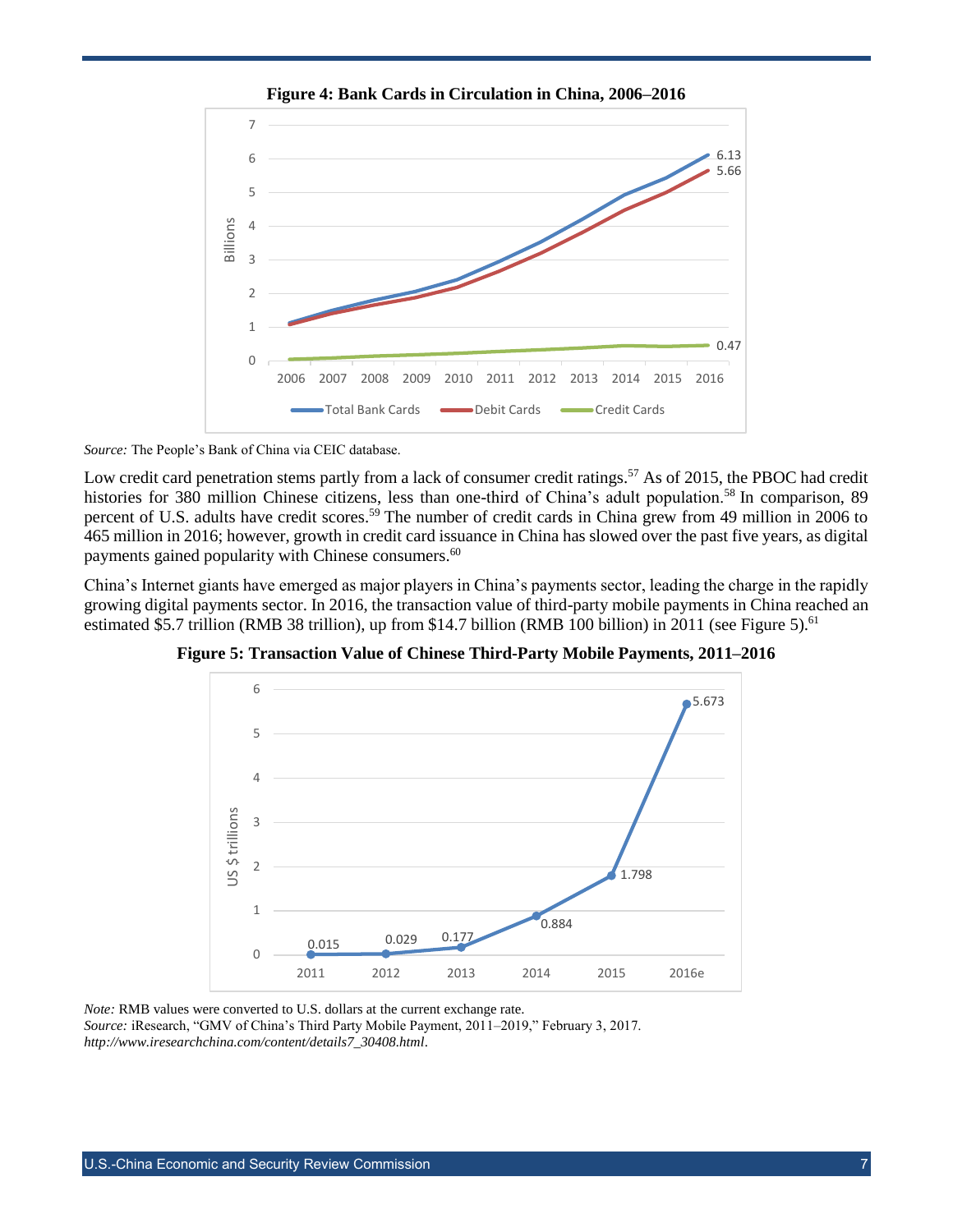**Figure 4: Bank Cards in Circulation in China, 2006–2016**

*Source:* The People's Bank of China via CEIC database.

Low credit card penetration stems partly from a lack of consumer credit ratings.[57] As of 2015, the PBOC had credit histories for 380 million Chinese citizens, less than one-third of China's adult population.[58] In comparison, 89 percent of U.S. adults have credit scores.[59] The number of credit cards in China grew from 49 million in 2006 to 465 million in 2016; however, growth in credit card issuance in China has slowed over the past five years, as digital payments gained popularity with Chinese consumers.[60]

China's Internet giants have emerged as major players in China's payments sector, leading the charge in the rapidly growing digital payments sector. In 2016, the transaction value of third-party mobile payments in China reached an estimated $5.7 trillion (RMB 38 trillion), up from $14.7 billion (RMB 100 billion) in 2011 (see Figure 5).[61]

**Figure 5: Transaction Value of Chinese Third-Party Mobile Payments, 2011–2016**

*Note:* RMB values were converted to U.S. dollars at the current exchange rate.
*Source:* iResearch, "GMV of China's Third Party Mobile Payment, 2011–2019," February 3, 2017. *http://www.iresearchchina.com/content/details7_30408.html*.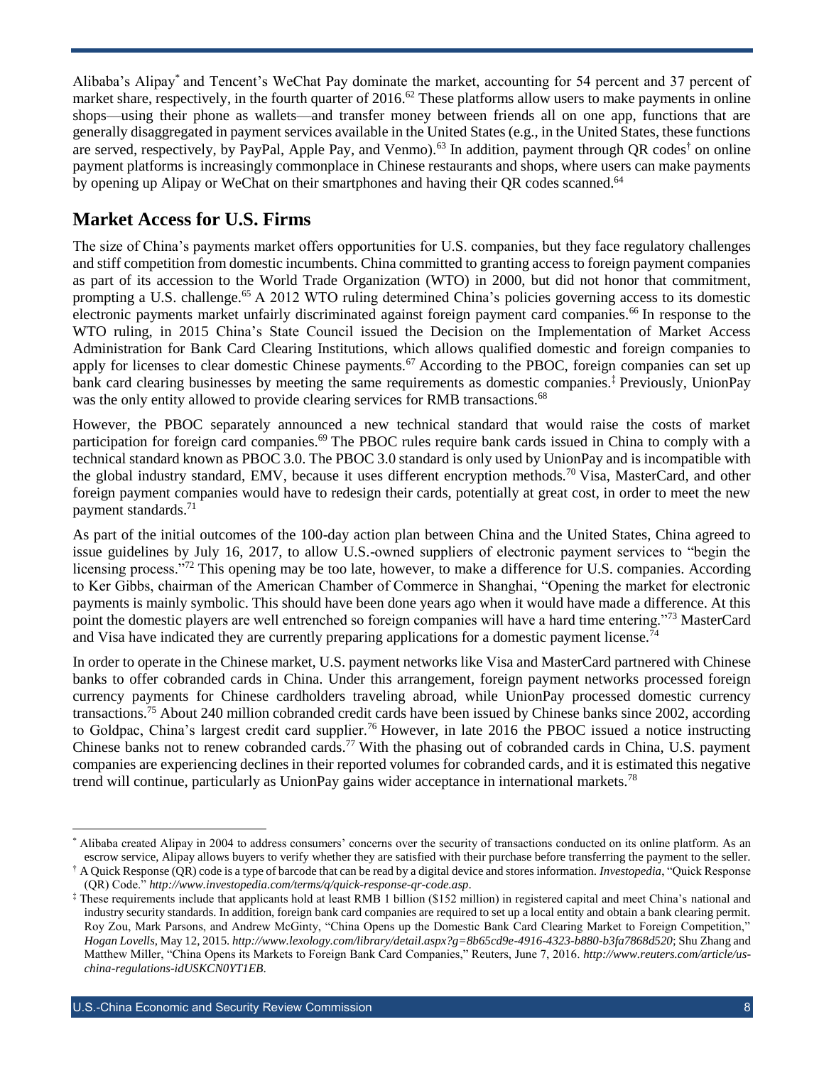Alibaba's Alipay[*] and Tencent's WeChat Pay dominate the market, accounting for 54 percent and 37 percent of market share, respectively, in the fourth quarter of 2016.[62] These platforms allow users to make payments in online shops—using their phone as wallets—and transfer money between friends all on one app, functions that are generally disaggregated in payment services available in the United States (e.g., in the United States, these functions are served, respectively, by PayPal, Apple Pay, and Venmo).[63] In addition, payment through QR codes[†] on online payment platforms is increasingly commonplace in Chinese restaurants and shops, where users can make payments by opening up Alipay or WeChat on their smartphones and having their QR codes scanned.[64]

## Market Access for U.S. Firms

The size of China's payments market offers opportunities for U.S. companies, but they face regulatory challenges and stiff competition from domestic incumbents. China committed to granting access to foreign payment companies as part of its accession to the World Trade Organization (WTO) in 2000, but did not honor that commitment, prompting a U.S. challenge.[65] A 2012 WTO ruling determined China's policies governing access to its domestic electronic payments market unfairly discriminated against foreign payment card companies.[66] In response to the WTO ruling, in 2015 China's State Council issued the Decision on the Implementation of Market Access Administration for Bank Card Clearing Institutions, which allows qualified domestic and foreign companies to apply for licenses to clear domestic Chinese payments.[67] According to the PBOC, foreign companies can set up bank card clearing businesses by meeting the same requirements as domestic companies.[‡] Previously, UnionPay was the only entity allowed to provide clearing services for RMB transactions.[68]

However, the PBOC separately announced a new technical standard that would raise the costs of market participation for foreign card companies.[69] The PBOC rules require bank cards issued in China to comply with a technical standard known as PBOC 3.0. The PBOC 3.0 standard is only used by UnionPay and is incompatible with the global industry standard, EMV, because it uses different encryption methods.[70] Visa, MasterCard, and other foreign payment companies would have to redesign their cards, potentially at great cost, in order to meet the new payment standards.[71]

As part of the initial outcomes of the 100-day action plan between China and the United States, China agreed to issue guidelines by July 16, 2017, to allow U.S.-owned suppliers of electronic payment services to "begin the licensing process."[72] This opening may be too late, however, to make a difference for U.S. companies. According to Ker Gibbs, chairman of the American Chamber of Commerce in Shanghai, "Opening the market for electronic payments is mainly symbolic. This should have been done years ago when it would have made a difference. At this point the domestic players are well entrenched so foreign companies will have a hard time entering."[73] MasterCard and Visa have indicated they are currently preparing applications for a domestic payment license.[74]

In order to operate in the Chinese market, U.S. payment networks like Visa and MasterCard partnered with Chinese banks to offer cobranded cards in China. Under this arrangement, foreign payment networks processed foreign currency payments for Chinese cardholders traveling abroad, while UnionPay processed domestic currency transactions.[75] About 240 million cobranded credit cards have been issued by Chinese banks since 2002, according to Goldpac, China's largest credit card supplier.[76] However, in late 2016 the PBOC issued a notice instructing Chinese banks not to renew cobranded cards.[77] With the phasing out of cobranded cards in China, U.S. payment companies are experiencing declines in their reported volumes for cobranded cards, and it is estimated this negative trend will continue, particularly as UnionPay gains wider acceptance in international markets.[78]

---

[*] Alibaba created Alipay in 2004 to address consumers' concerns over the security of transactions conducted on its online platform. As an escrow service, Alipay allows buyers to verify whether they are satisfied with their purchase before transferring the payment to the seller.

[†] A Quick Response (QR) code is a type of barcode that can be read by a digital device and stores information. *Investopedia*, "Quick Response (QR) Code." *http://www.investopedia.com/terms/q/quick-response-qr-code.asp*.

[‡] These requirements include that applicants hold at least RMB 1 billion ($152 million) in registered capital and meet China's national and industry security standards. In addition, foreign bank card companies are required to set up a local entity and obtain a bank clearing permit. Roy Zou, Mark Parsons, and Andrew McGinty, "China Opens up the Domestic Bank Card Clearing Market to Foreign Competition," *Hogan Lovells*, May 12, 2015. *http://www.lexology.com/library/detail.aspx?g=8b65cd9e-4916-4323-b880-b3fa7868d520*; Shu Zhang and Matthew Miller, "China Opens its Markets to Foreign Bank Card Companies," Reuters, June 7, 2016. *http://www.reuters.com/article/us-china-regulations-idUSKCN0YT1EB*.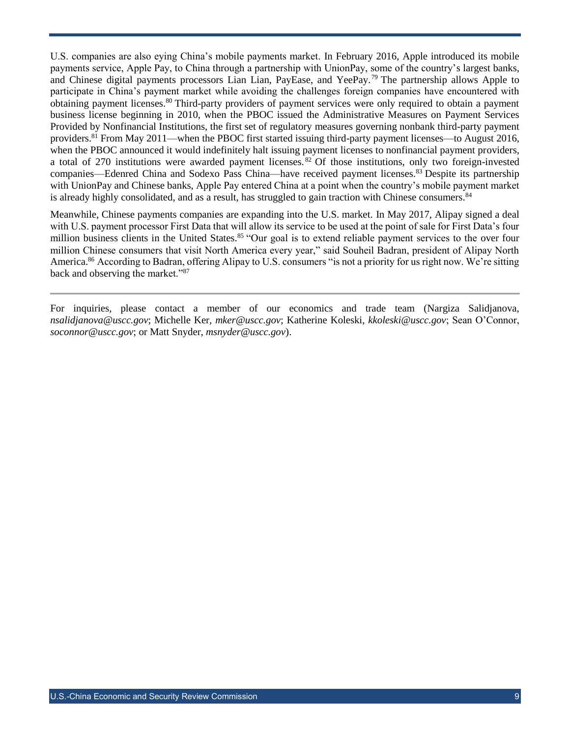U.S. companies are also eying China's mobile payments market. In February 2016, Apple introduced its mobile payments service, Apple Pay, to China through a partnership with UnionPay, some of the country's largest banks, and Chinese digital payments processors Lian Lian, PayEase, and YeePay.[79] The partnership allows Apple to participate in China's payment market while avoiding the challenges foreign companies have encountered with obtaining payment licenses.[80] Third-party providers of payment services were only required to obtain a payment business license beginning in 2010, when the PBOC issued the Administrative Measures on Payment Services Provided by Nonfinancial Institutions, the first set of regulatory measures governing nonbank third-party payment providers.[81] From May 2011—when the PBOC first started issuing third-party payment licenses—to August 2016, when the PBOC announced it would indefinitely halt issuing payment licenses to nonfinancial payment providers, a total of 270 institutions were awarded payment licenses.[82] Of those institutions, only two foreign-invested companies—Edenred China and Sodexo Pass China—have received payment licenses.[83] Despite its partnership with UnionPay and Chinese banks, Apple Pay entered China at a point when the country's mobile payment market is already highly consolidated, and as a result, has struggled to gain traction with Chinese consumers.[84]

Meanwhile, Chinese payments companies are expanding into the U.S. market. In May 2017, Alipay signed a deal with U.S. payment processor First Data that will allow its service to be used at the point of sale for First Data's four million business clients in the United States.[85] "Our goal is to extend reliable payment services to the over four million Chinese consumers that visit North America every year," said Souheil Badran, president of Alipay North America.[86] According to Badran, offering Alipay to U.S. consumers "is not a priority for us right now. We're sitting back and observing the market."[87]

---

For inquiries, please contact a member of our economics and trade team (Nargiza Salidjanova, *nsalidjanova@uscc.gov*; Michelle Ker, *mker@uscc.gov*; Katherine Koleski, *kkoleski@uscc.gov*; Sean O'Connor, *soconnor@uscc.gov*; or Matt Snyder, *msnyder@uscc.gov*).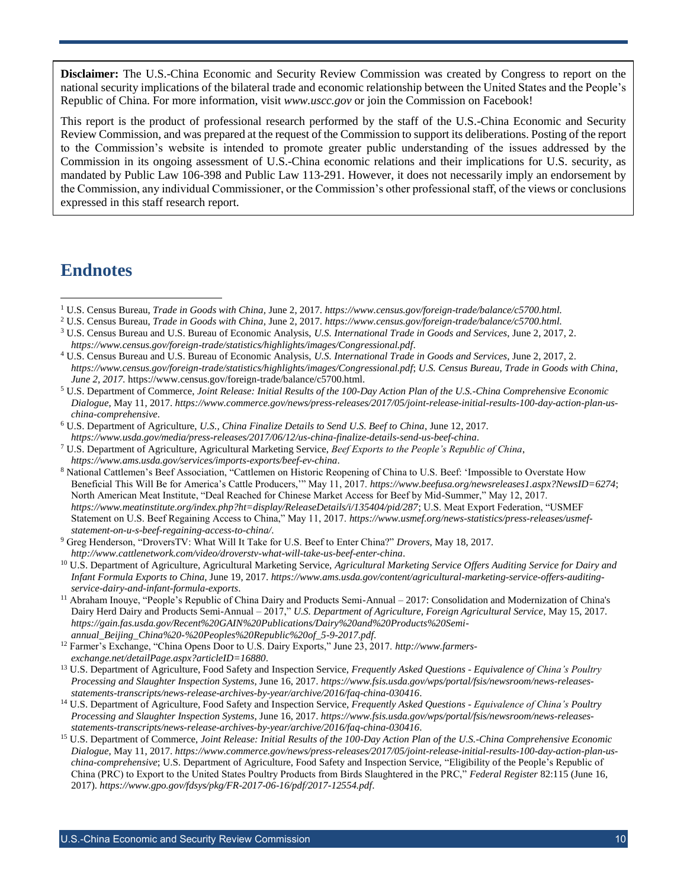**Disclaimer:** The U.S.-China Economic and Security Review Commission was created by Congress to report on the national security implications of the bilateral trade and economic relationship between the United States and the People's Republic of China. For more information, visit *www.uscc.gov* or join the Commission on Facebook!

This report is the product of professional research performed by the staff of the U.S.-China Economic and Security Review Commission, and was prepared at the request of the Commission to support its deliberations. Posting of the report to the Commission's website is intended to promote greater public understanding of the issues addressed by the Commission in its ongoing assessment of U.S.-China economic relations and their implications for U.S. security, as mandated by Public Law 106-398 and Public Law 113-291. However, it does not necessarily imply an endorsement by the Commission, any individual Commissioner, or the Commission's other professional staff, of the views or conclusions expressed in this staff research report.

## Endnotes

[1] U.S. Census Bureau, *Trade in Goods with China*, June 2, 2017. *https://www.census.gov/foreign-trade/balance/c5700.html.*

[2] U.S. Census Bureau, *Trade in Goods with China*, June 2, 2017. *https://www.census.gov/foreign-trade/balance/c5700.html.*

[3] U.S. Census Bureau and U.S. Bureau of Economic Analysis, *U.S. International Trade in Goods and Services*, June 2, 2017, 2. *https://www.census.gov/foreign-trade/statistics/highlights/images/Congressional.pdf*.

[4] U.S. Census Bureau and U.S. Bureau of Economic Analysis, *U.S. International Trade in Goods and Services*, June 2, 2017, 2. *https://www.census.gov/foreign-trade/statistics/highlights/images/Congressional.pdf*; *U.S. Census Bureau, Trade in Goods with China, June 2, 2017.* https://www.census.gov/foreign-trade/balance/c5700.html.

[5] U.S. Department of Commerce, *Joint Release: Initial Results of the 100-Day Action Plan of the U.S.-China Comprehensive Economic Dialogue*, May 11, 2017. *https://www.commerce.gov/news/press-releases/2017/05/joint-release-initial-results-100-day-action-plan-us-china-comprehensive*.

[6] U.S. Department of Agriculture, *U.S., China Finalize Details to Send U.S. Beef to China*, June 12, 2017. *https://www.usda.gov/media/press-releases/2017/06/12/us-china-finalize-details-send-us-beef-china*.

[7] U.S. Department of Agriculture, Agricultural Marketing Service, *Beef Exports to the People's Republic of China*, *https://www.ams.usda.gov/services/imports-exports/beef-ev-china*.

[8] National Cattlemen's Beef Association, "Cattlemen on Historic Reopening of China to U.S. Beef: 'Impossible to Overstate How Beneficial This Will Be for America's Cattle Producers,'" May 11, 2017. *https://www.beefusa.org/newsreleases1.aspx?NewsID=6274*; North American Meat Institute, "Deal Reached for Chinese Market Access for Beef by Mid-Summer," May 12, 2017. *https://www.meatinstitute.org/index.php?ht=display/ReleaseDetails/i/135404/pid/287*; U.S. Meat Export Federation, "USMEF Statement on U.S. Beef Regaining Access to China," May 11, 2017. *https://www.usmef.org/news-statistics/press-releases/usmef-statement-on-u-s-beef-regaining-access-to-china/*.

[9] Greg Henderson, "DroversTV: What Will It Take for U.S. Beef to Enter China?" *Drovers*, May 18, 2017. *http://www.cattlenetwork.com/video/droverstv-what-will-take-us-beef-enter-china*.

[10] U.S. Department of Agriculture, Agricultural Marketing Service, *Agricultural Marketing Service Offers Auditing Service for Dairy and Infant Formula Exports to China*, June 19, 2017. *https://www.ams.usda.gov/content/agricultural-marketing-service-offers-auditing-service-dairy-and-infant-formula-exports*.

[11] Abraham Inouye, "People's Republic of China Dairy and Products Semi-Annual – 2017: Consolidation and Modernization of China's Dairy Herd Dairy and Products Semi-Annual – 2017," *U.S. Department of Agriculture, Foreign Agricultural Service*, May 15, 2017. *https://gain.fas.usda.gov/Recent%20GAIN%20Publications/Dairy%20and%20Products%20Semi-annual_Beijing_China%20-%20Peoples%20Republic%20of_5-9-2017.pdf*.

[12] Farmer's Exchange, "China Opens Door to U.S. Dairy Exports," June 23, 2017. *http://www.farmers-exchange.net/detailPage.aspx?articleID=16880*.

[13] U.S. Department of Agriculture, Food Safety and Inspection Service, *Frequently Asked Questions - Equivalence of China's Poultry Processing and Slaughter Inspection Systems*, June 16, 2017. *https://www.fsis.usda.gov/wps/portal/fsis/newsroom/news-releases-statements-transcripts/news-release-archives-by-year/archive/2016/faq-china-030416*.

[14] U.S. Department of Agriculture, Food Safety and Inspection Service, *Frequently Asked Questions - Equivalence of China's Poultry Processing and Slaughter Inspection Systems*, June 16, 2017. *https://www.fsis.usda.gov/wps/portal/fsis/newsroom/news-releases-statements-transcripts/news-release-archives-by-year/archive/2016/faq-china-030416*.

[15] U.S. Department of Commerce, *Joint Release: Initial Results of the 100-Day Action Plan of the U.S.-China Comprehensive Economic Dialogue*, May 11, 2017. *https://www.commerce.gov/news/press-releases/2017/05/joint-release-initial-results-100-day-action-plan-us-china-comprehensive*; U.S. Department of Agriculture, Food Safety and Inspection Service, "Eligibility of the People's Republic of China (PRC) to Export to the United States Poultry Products from Birds Slaughtered in the PRC," *Federal Register* 82:115 (June 16, 2017). *https://www.gpo.gov/fdsys/pkg/FR-2017-06-16/pdf/2017-12554.pdf*.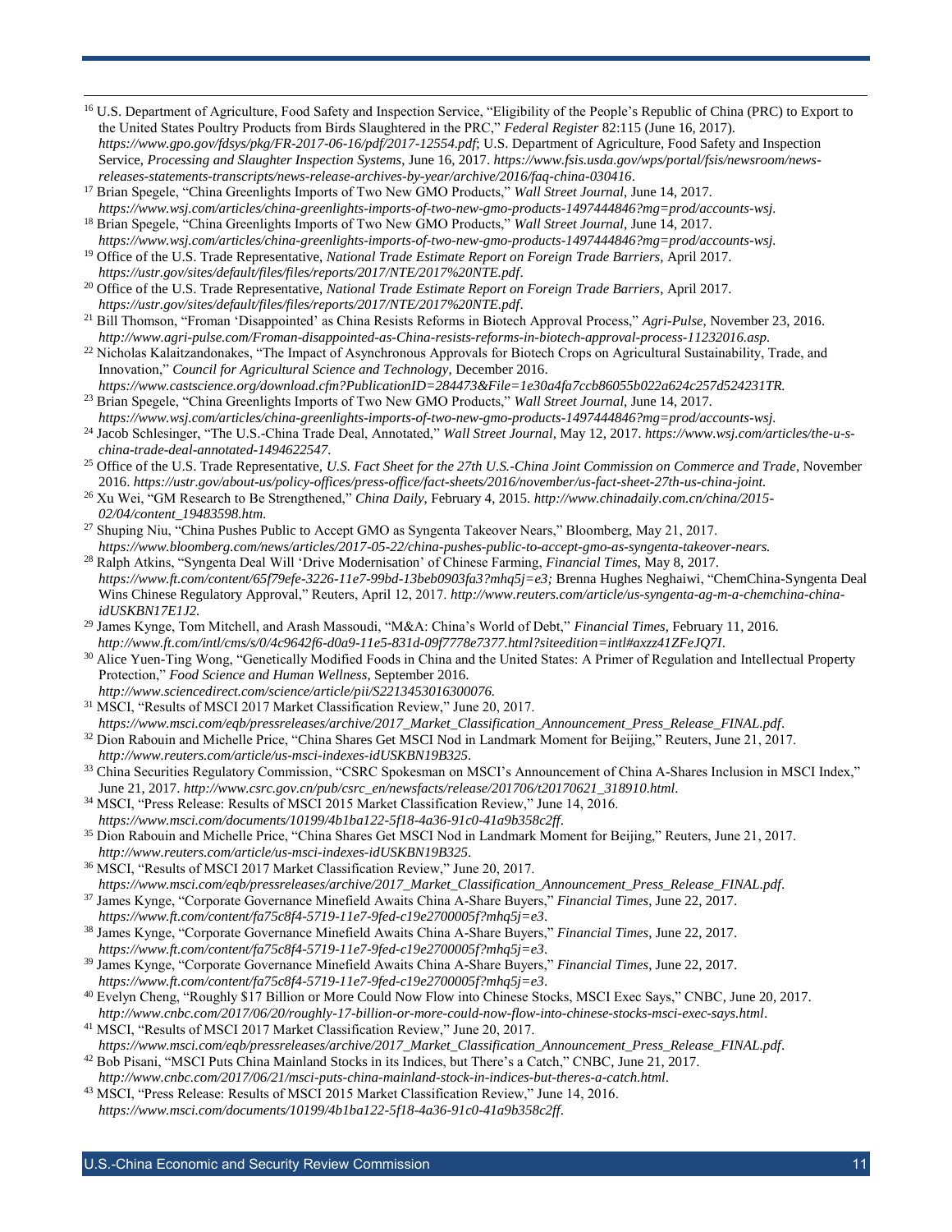[16] U.S. Department of Agriculture, Food Safety and Inspection Service, "Eligibility of the People's Republic of China (PRC) to Export to the United States Poultry Products from Birds Slaughtered in the PRC," *Federal Register* 82:115 (June 16, 2017). *https://www.gpo.gov/fdsys/pkg/FR-2017-06-16/pdf/2017-12554.pdf*; U.S. Department of Agriculture, Food Safety and Inspection Service, *Processing and Slaughter Inspection Systems*, June 16, 2017. *https://www.fsis.usda.gov/wps/portal/fsis/newsroom/news-releases-statements-transcripts/news-release-archives-by-year/archive/2016/faq-china-030416*.

[17] Brian Spegele, "China Greenlights Imports of Two New GMO Products," *Wall Street Journal*, June 14, 2017. *https://www.wsj.com/articles/china-greenlights-imports-of-two-new-gmo-products-1497444846?mg=prod/accounts-wsj.*

[18] Brian Spegele, "China Greenlights Imports of Two New GMO Products," *Wall Street Journal*, June 14, 2017. *https://www.wsj.com/articles/china-greenlights-imports-of-two-new-gmo-products-1497444846?mg=prod/accounts-wsj.*

[19] Office of the U.S. Trade Representative, *National Trade Estimate Report on Foreign Trade Barriers*, April 2017. *https://ustr.gov/sites/default/files/files/reports/2017/NTE/2017%20NTE.pdf*.

[20] Office of the U.S. Trade Representative, *National Trade Estimate Report on Foreign Trade Barriers*, April 2017. *https://ustr.gov/sites/default/files/files/reports/2017/NTE/2017%20NTE.pdf*.

[21] Bill Thomson, "Froman 'Disappointed' as China Resists Reforms in Biotech Approval Process," *Agri-Pulse*, November 23, 2016. *http://www.agri-pulse.com/Froman-disappointed-as-China-resists-reforms-in-biotech-approval-process-11232016.asp.*

[22] Nicholas Kalaitzandonakes, "The Impact of Asynchronous Approvals for Biotech Crops on Agricultural Sustainability, Trade, and Innovation," *Council for Agricultural Science and Technology*, December 2016. *https://www.castscience.org/download.cfm?PublicationID=284473&File=1e30a4fa7ccb86055b022a624c257d524231TR.*

[23] Brian Spegele, "China Greenlights Imports of Two New GMO Products," *Wall Street Journal*, June 14, 2017. *https://www.wsj.com/articles/china-greenlights-imports-of-two-new-gmo-products-1497444846?mg=prod/accounts-wsj.*

[24] Jacob Schlesinger, "The U.S.-China Trade Deal, Annotated," *Wall Street Journal*, May 12, 2017. *https://www.wsj.com/articles/the-u-s-china-trade-deal-annotated-1494622547.*

[25] Office of the U.S. Trade Representative, *U.S. Fact Sheet for the 27th U.S.-China Joint Commission on Commerce and Trade*, November 2016. *https://ustr.gov/about-us/policy-offices/press-office/fact-sheets/2016/november/us-fact-sheet-27th-us-china-joint.*

[26] Xu Wei, "GM Research to Be Strengthened," *China Daily*, February 4, 2015. *http://www.chinadaily.com.cn/china/2015-02/04/content_19483598.htm.*

[27] Shuping Niu, "China Pushes Public to Accept GMO as Syngenta Takeover Nears," Bloomberg, May 21, 2017. *https://www.bloomberg.com/news/articles/2017-05-22/china-pushes-public-to-accept-gmo-as-syngenta-takeover-nears.*

[28] Ralph Atkins, "Syngenta Deal Will 'Drive Modernisation' of Chinese Farming, *Financial Times*, May 8, 2017. *https://www.ft.com/content/65f79efe-3226-11e7-99bd-13beb0903fa3?mhq5j=e3;* Brenna Hughes Neghaiwi, "ChemChina-Syngenta Deal Wins Chinese Regulatory Approval," Reuters, April 12, 2017. *http://www.reuters.com/article/us-syngenta-ag-m-a-chemchina-china-idUSKBN17E1J2.*

[29] James Kynge, Tom Mitchell, and Arash Massoudi, "M&A: China's World of Debt," *Financial Times*, February 11, 2016. *http://www.ft.com/intl/cms/s/0/4c9642f6-d0a9-11e5-831d-09f7778e7377.html?siteedition=intl#axzz41ZFeJQ7I.*

[30] Alice Yuen-Ting Wong, "Genetically Modified Foods in China and the United States: A Primer of Regulation and Intellectual Property Protection," *Food Science and Human Wellness*, September 2016. *http://www.sciencedirect.com/science/article/pii/S2213453016300076.*

[31] MSCI, "Results of MSCI 2017 Market Classification Review," June 20, 2017. *https://www.msci.com/eqb/pressreleases/archive/2017_Market_Classification_Announcement_Press_Release_FINAL.pdf*.

[32] Dion Rabouin and Michelle Price, "China Shares Get MSCI Nod in Landmark Moment for Beijing," Reuters, June 21, 2017. *http://www.reuters.com/article/us-msci-indexes-idUSKBN19B325*.

[33] China Securities Regulatory Commission, "CSRC Spokesman on MSCI's Announcement of China A-Shares Inclusion in MSCI Index," June 21, 2017. *http://www.csrc.gov.cn/pub/csrc_en/newsfacts/release/201706/t20170621_318910.html*.

[34] MSCI, "Press Release: Results of MSCI 2015 Market Classification Review," June 14, 2016. *https://www.msci.com/documents/10199/4b1ba122-5f18-4a36-91c0-41a9b358c2ff*.

[35] Dion Rabouin and Michelle Price, "China Shares Get MSCI Nod in Landmark Moment for Beijing," Reuters, June 21, 2017. *http://www.reuters.com/article/us-msci-indexes-idUSKBN19B325*.

[36] MSCI, "Results of MSCI 2017 Market Classification Review," June 20, 2017. *https://www.msci.com/eqb/pressreleases/archive/2017_Market_Classification_Announcement_Press_Release_FINAL.pdf*.

[37] James Kynge, "Corporate Governance Minefield Awaits China A-Share Buyers," *Financial Times*, June 22, 2017. *https://www.ft.com/content/fa75c8f4-5719-11e7-9fed-c19e2700005f?mhq5j=e3*.

[38] James Kynge, "Corporate Governance Minefield Awaits China A-Share Buyers," *Financial Times*, June 22, 2017. *https://www.ft.com/content/fa75c8f4-5719-11e7-9fed-c19e2700005f?mhq5j=e3*.

[39] James Kynge, "Corporate Governance Minefield Awaits China A-Share Buyers," *Financial Times*, June 22, 2017. *https://www.ft.com/content/fa75c8f4-5719-11e7-9fed-c19e2700005f?mhq5j=e3*.

[40] Evelyn Cheng, "Roughly $17 Billion or More Could Now Flow into Chinese Stocks, MSCI Exec Says," CNBC, June 20, 2017. *http://www.cnbc.com/2017/06/20/roughly-17-billion-or-more-could-now-flow-into-chinese-stocks-msci-exec-says.html*.

[41] MSCI, "Results of MSCI 2017 Market Classification Review," June 20, 2017. *https://www.msci.com/eqb/pressreleases/archive/2017_Market_Classification_Announcement_Press_Release_FINAL.pdf*.

[42] Bob Pisani, "MSCI Puts China Mainland Stocks in its Indices, but There's a Catch," CNBC, June 21, 2017. *http://www.cnbc.com/2017/06/21/msci-puts-china-mainland-stock-in-indices-but-theres-a-catch.html*.

[43] MSCI, "Press Release: Results of MSCI 2015 Market Classification Review," June 14, 2016. *https://www.msci.com/documents/10199/4b1ba122-5f18-4a36-91c0-41a9b358c2ff*.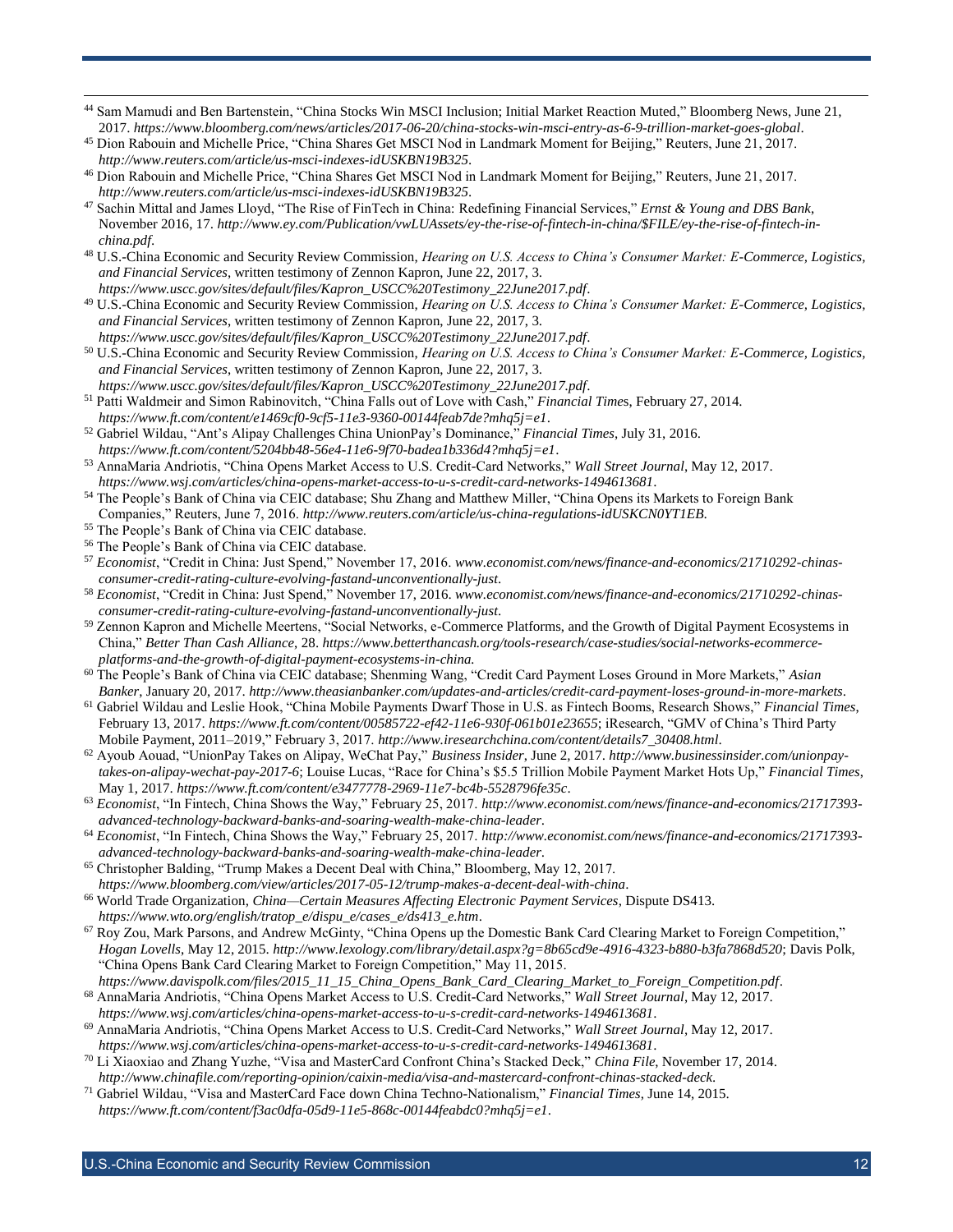[44] Sam Mamudi and Ben Bartenstein, "China Stocks Win MSCI Inclusion; Initial Market Reaction Muted," Bloomberg News, June 21, 2017. *https://www.bloomberg.com/news/articles/2017-06-20/china-stocks-win-msci-entry-as-6-9-trillion-market-goes-global*.

[45] Dion Rabouin and Michelle Price, "China Shares Get MSCI Nod in Landmark Moment for Beijing," Reuters, June 21, 2017. *http://www.reuters.com/article/us-msci-indexes-idUSKBN19B325*.

[46] Dion Rabouin and Michelle Price, "China Shares Get MSCI Nod in Landmark Moment for Beijing," Reuters, June 21, 2017. *http://www.reuters.com/article/us-msci-indexes-idUSKBN19B325*.

[47] Sachin Mittal and James Lloyd, "The Rise of FinTech in China: Redefining Financial Services," *Ernst & Young and DBS Bank*, November 2016, 17. *http://www.ey.com/Publication/vwLUAssets/ey-the-rise-of-fintech-in-china/$FILE/ey-the-rise-of-fintech-in-china.pdf*.

[48] U.S.-China Economic and Security Review Commission, *Hearing on U.S. Access to China's Consumer Market: E-Commerce, Logistics, and Financial Services*, written testimony of Zennon Kapron, June 22, 2017, 3. *https://www.uscc.gov/sites/default/files/Kapron_USCC%20Testimony_22June2017.pdf*.

[49] U.S.-China Economic and Security Review Commission, *Hearing on U.S. Access to China's Consumer Market: E-Commerce, Logistics, and Financial Services*, written testimony of Zennon Kapron, June 22, 2017, 3. *https://www.uscc.gov/sites/default/files/Kapron_USCC%20Testimony_22June2017.pdf*.

[50] U.S.-China Economic and Security Review Commission, *Hearing on U.S. Access to China's Consumer Market: E-Commerce, Logistics, and Financial Services*, written testimony of Zennon Kapron, June 22, 2017, 3. *https://www.uscc.gov/sites/default/files/Kapron_USCC%20Testimony_22June2017.pdf*.

[51] Patti Waldmeir and Simon Rabinovitch, "China Falls out of Love with Cash," *Financial Times*, February 27, 2014. *https://www.ft.com/content/e1469cf0-9cf5-11e3-9360-00144feab7de?mhq5j=e1*.

[52] Gabriel Wildau, "Ant's Alipay Challenges China UnionPay's Dominance," *Financial Times*, July 31, 2016. *https://www.ft.com/content/5204bb48-56e4-11e6-9f70-badea1b336d4?mhq5j=e1*.

[53] AnnaMaria Andriotis, "China Opens Market Access to U.S. Credit-Card Networks," *Wall Street Journal*, May 12, 2017. *https://www.wsj.com/articles/china-opens-market-access-to-u-s-credit-card-networks-1494613681*.

[54] The People's Bank of China via CEIC database; Shu Zhang and Matthew Miller, "China Opens its Markets to Foreign Bank Companies," Reuters, June 7, 2016. *http://www.reuters.com/article/us-china-regulations-idUSKCN0YT1EB.*

[55] The People's Bank of China via CEIC database.

[56] The People's Bank of China via CEIC database.

[57] *Economist*, "Credit in China: Just Spend," November 17, 2016. *www.economist.com/news/finance-and-economics/21710292-chinas-consumer-credit-rating-culture-evolving-fastand-unconventionally-just*.

[58] *Economist*, "Credit in China: Just Spend," November 17, 2016. *www.economist.com/news/finance-and-economics/21710292-chinas-consumer-credit-rating-culture-evolving-fastand-unconventionally-just*.

[59] Zennon Kapron and Michelle Meertens, "Social Networks, e-Commerce Platforms, and the Growth of Digital Payment Ecosystems in China," *Better Than Cash Alliance*, 28. *https://www.betterthancash.org/tools-research/case-studies/social-networks-ecommerce-platforms-and-the-growth-of-digital-payment-ecosystems-in-china.*

[60] The People's Bank of China via CEIC database; Shenming Wang, "Credit Card Payment Loses Ground in More Markets," *Asian Banker*, January 20, 2017. *http://www.theasianbanker.com/updates-and-articles/credit-card-payment-loses-ground-in-more-markets*.

[61] Gabriel Wildau and Leslie Hook, "China Mobile Payments Dwarf Those in U.S. as Fintech Booms, Research Shows," *Financial Times*, February 13, 2017. *https://www.ft.com/content/00585722-ef42-11e6-930f-061b01e23655*; iResearch, "GMV of China's Third Party Mobile Payment, 2011–2019," February 3, 2017. *http://www.iresearchchina.com/content/details7_30408.html*.

[62] Ayoub Aouad, "UnionPay Takes on Alipay, WeChat Pay," *Business Insider*, June 2, 2017. *http://www.businessinsider.com/unionpay-takes-on-alipay-wechat-pay-2017-6*; Louise Lucas, "Race for China's $5.5 Trillion Mobile Payment Market Hots Up," *Financial Times*, May 1, 2017. *https://www.ft.com/content/e3477778-2969-11e7-bc4b-5528796fe35c*.

[63] *Economist*, "In Fintech, China Shows the Way," February 25, 2017. *http://www.economist.com/news/finance-and-economics/21717393-advanced-technology-backward-banks-and-soaring-wealth-make-china-leader*.

[64] *Economist*, "In Fintech, China Shows the Way," February 25, 2017. *http://www.economist.com/news/finance-and-economics/21717393-advanced-technology-backward-banks-and-soaring-wealth-make-china-leader*.

[65] Christopher Balding, "Trump Makes a Decent Deal with China," Bloomberg, May 12, 2017. *https://www.bloomberg.com/view/articles/2017-05-12/trump-makes-a-decent-deal-with-china*.

[66] World Trade Organization, *China—Certain Measures Affecting Electronic Payment Services*, Dispute DS413. *https://www.wto.org/english/tratop_e/dispu_e/cases_e/ds413_e.htm*.

[67] Roy Zou, Mark Parsons, and Andrew McGinty, "China Opens up the Domestic Bank Card Clearing Market to Foreign Competition," *Hogan Lovells*, May 12, 2015. *http://www.lexology.com/library/detail.aspx?g=8b65cd9e-4916-4323-b880-b3fa7868d520*; Davis Polk, "China Opens Bank Card Clearing Market to Foreign Competition," May 11, 2015. *https://www.davispolk.com/files/2015_11_15_China_Opens_Bank_Card_Clearing_Market_to_Foreign_Competition.pdf*.

[68] AnnaMaria Andriotis, "China Opens Market Access to U.S. Credit-Card Networks," *Wall Street Journal*, May 12, 2017. *https://www.wsj.com/articles/china-opens-market-access-to-u-s-credit-card-networks-1494613681*.

[69] AnnaMaria Andriotis, "China Opens Market Access to U.S. Credit-Card Networks," *Wall Street Journal*, May 12, 2017. *https://www.wsj.com/articles/china-opens-market-access-to-u-s-credit-card-networks-1494613681*.

[70] Li Xiaoxiao and Zhang Yuzhe, "Visa and MasterCard Confront China's Stacked Deck," *China File*, November 17, 2014. *http://www.chinafile.com/reporting-opinion/caixin-media/visa-and-mastercard-confront-chinas-stacked-deck*.

[71] Gabriel Wildau, "Visa and MasterCard Face down China Techno-Nationalism," *Financial Times*, June 14, 2015. *https://www.ft.com/content/f3ac0dfa-05d9-11e5-868c-00144feabdc0?mhq5j=e1*.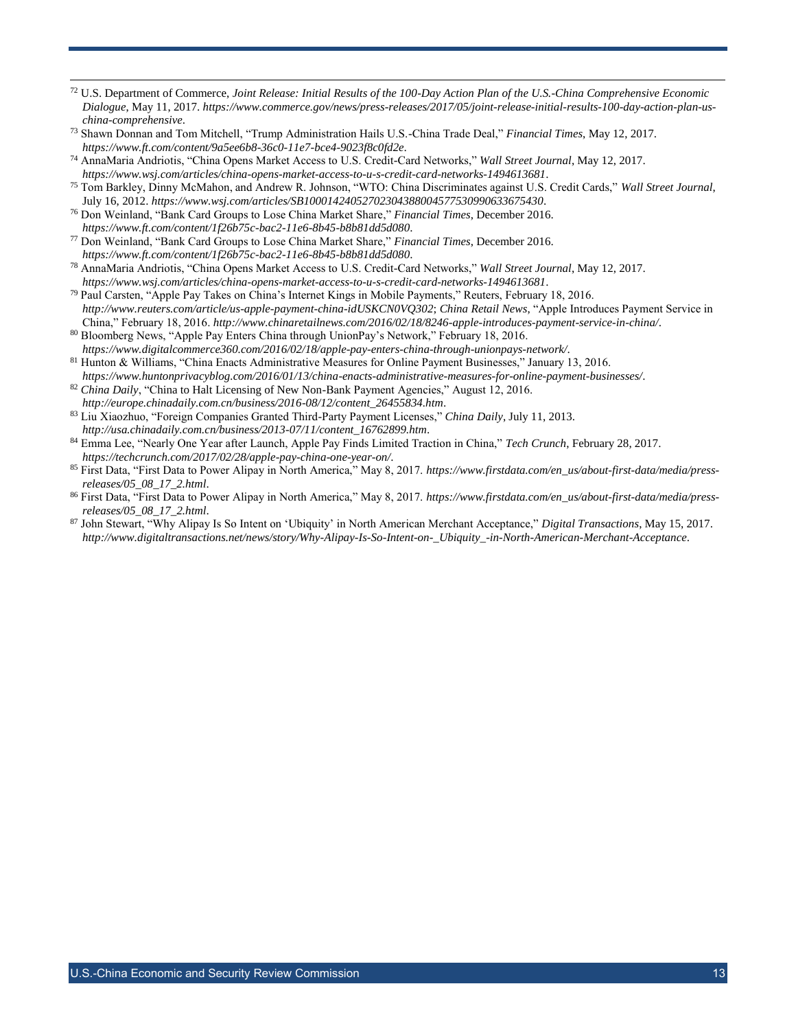[72] U.S. Department of Commerce, *Joint Release: Initial Results of the 100-Day Action Plan of the U.S.-China Comprehensive Economic Dialogue,* May 11, 2017. *https://www.commerce.gov/news/press-releases/2017/05/joint-release-initial-results-100-day-action-plan-us-china-comprehensive*.

[73] Shawn Donnan and Tom Mitchell, "Trump Administration Hails U.S.-China Trade Deal," *Financial Times*, May 12, 2017. *https://www.ft.com/content/9a5ee6b8-36c0-11e7-bce4-9023f8c0fd2e*.

[74] AnnaMaria Andriotis, "China Opens Market Access to U.S. Credit-Card Networks," *Wall Street Journal*, May 12, 2017. *https://www.wsj.com/articles/china-opens-market-access-to-u-s-credit-card-networks-1494613681*.

[75] Tom Barkley, Dinny McMahon, and Andrew R. Johnson, "WTO: China Discriminates against U.S. Credit Cards," *Wall Street Journal*, July 16, 2012. *https://www.wsj.com/articles/SB10001424052702304388004577530990633675430*.

[76] Don Weinland, "Bank Card Groups to Lose China Market Share," *Financial Times,* December 2016. *https://www.ft.com/content/1f26b75c-bac2-11e6-8b45-b8b81dd5d080*.

[77] Don Weinland, "Bank Card Groups to Lose China Market Share," *Financial Times,* December 2016. *https://www.ft.com/content/1f26b75c-bac2-11e6-8b45-b8b81dd5d080*.

[78] AnnaMaria Andriotis, "China Opens Market Access to U.S. Credit-Card Networks," *Wall Street Journal*, May 12, 2017. *https://www.wsj.com/articles/china-opens-market-access-to-u-s-credit-card-networks-1494613681*.

[79] Paul Carsten, "Apple Pay Takes on China's Internet Kings in Mobile Payments," Reuters, February 18, 2016. *http://www.reuters.com/article/us-apple-payment-china-idUSKCN0VQ302*; *China Retail News,* "Apple Introduces Payment Service in China," February 18, 2016. *http://www.chinaretailnews.com/2016/02/18/8246-apple-introduces-payment-service-in-china/*.

[80] Bloomberg News, "Apple Pay Enters China through UnionPay's Network," February 18, 2016. *https://www.digitalcommerce360.com/2016/02/18/apple-pay-enters-china-through-unionpays-network/*.

[81] Hunton & Williams, "China Enacts Administrative Measures for Online Payment Businesses," January 13, 2016. *https://www.huntonprivacyblog.com/2016/01/13/china-enacts-administrative-measures-for-online-payment-businesses/*.

[82] *China Daily*, "China to Halt Licensing of New Non-Bank Payment Agencies," August 12, 2016. *http://europe.chinadaily.com.cn/business/2016-08/12/content_26455834.htm*.

[83] Liu Xiaozhuo, "Foreign Companies Granted Third-Party Payment Licenses," *China Daily,* July 11, 2013. *http://usa.chinadaily.com.cn/business/2013-07/11/content_16762899.htm*.

[84] Emma Lee, "Nearly One Year after Launch, Apple Pay Finds Limited Traction in China," *Tech Crunch,* February 28, 2017. *https://techcrunch.com/2017/02/28/apple-pay-china-one-year-on/*.

[85] First Data, "First Data to Power Alipay in North America," May 8, 2017. *https://www.firstdata.com/en_us/about-first-data/media/press-releases/05_08_17_2.html*.

[86] First Data, "First Data to Power Alipay in North America," May 8, 2017. *https://www.firstdata.com/en_us/about-first-data/media/press-releases/05_08_17_2.html*.

[87] John Stewart, "Why Alipay Is So Intent on 'Ubiquity' in North American Merchant Acceptance," *Digital Transactions*, May 15, 2017. *http://www.digitaltransactions.net/news/story/Why-Alipay-Is-So-Intent-on-_Ubiquity_-in-North-American-Merchant-Acceptance*.